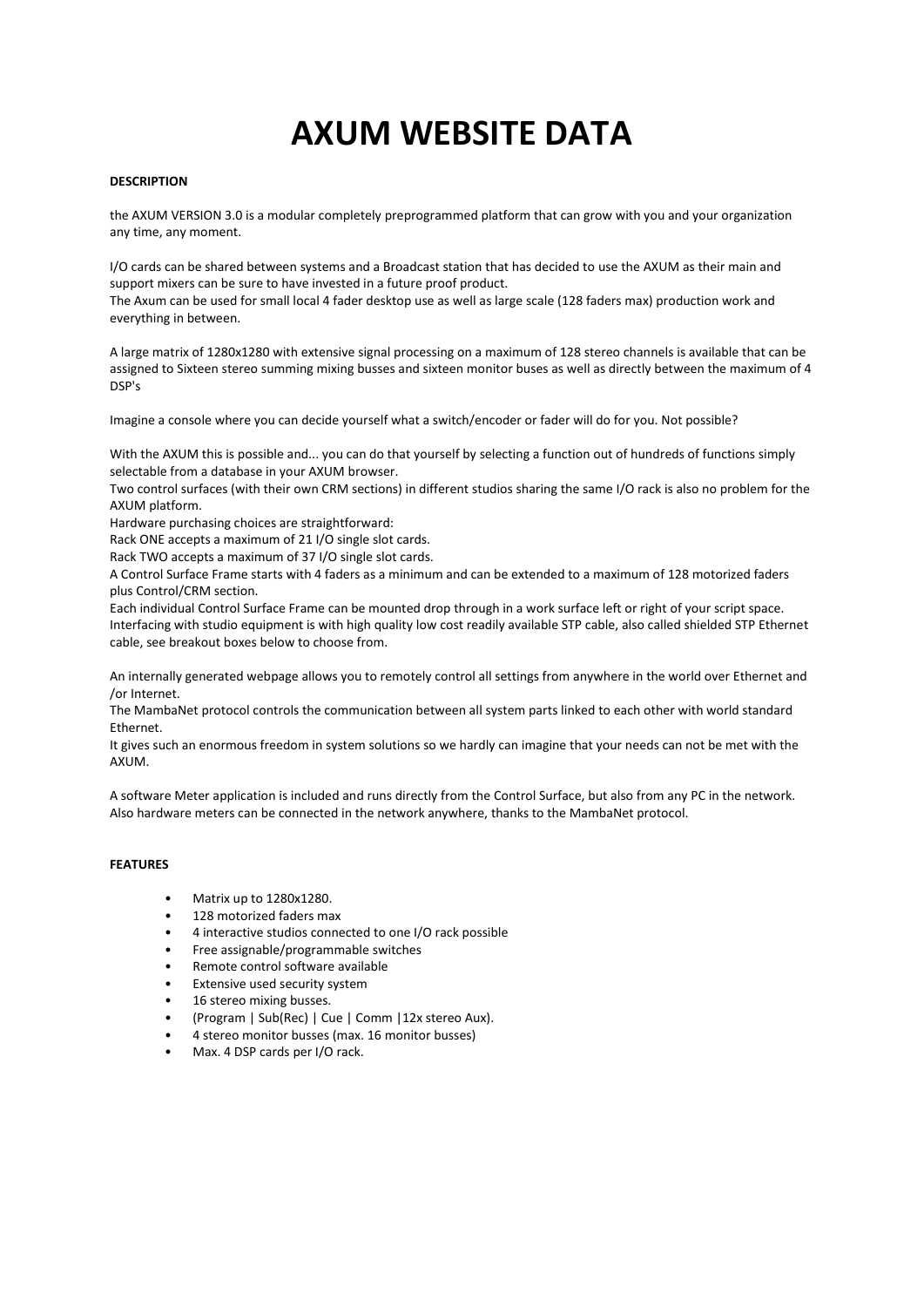# AXUM WEBSITE DATA

**DESCRIPTION**

the AXUM VERSION 3.0 is a modular completely preprogrammed platform that can grow with you and your organization any time, any moment.

I/O cards can be shared between systems and a Broadcast station that has decided to use the AXUM as their main and support mixers can be sure to have invested in a future proof product.
The Axum can be used for small local 4 fader desktop use as well as large scale (128 faders max) production work and everything in between.

A large matrix of 1280x1280 with extensive signal processing on a maximum of 128 stereo channels is available that can be assigned to Sixteen stereo summing mixing busses and sixteen monitor buses as well as directly between the maximum of 4 DSP's

Imagine a console where you can decide yourself what a switch/encoder or fader will do for you. Not possible?

With the AXUM this is possible and... you can do that yourself by selecting a function out of hundreds of functions simply selectable from a database in your AXUM browser.
Two control surfaces (with their own CRM sections) in different studios sharing the same I/O rack is also no problem for the AXUM platform.
Hardware purchasing choices are straightforward:
Rack ONE accepts a maximum of 21 I/O single slot cards.
Rack TWO accepts a maximum of 37 I/O single slot cards.
A Control Surface Frame starts with 4 faders as a minimum and can be extended to a maximum of 128 motorized faders plus Control/CRM section.
Each individual Control Surface Frame can be mounted drop through in a work surface left or right of your script space.
Interfacing with studio equipment is with high quality low cost readily available STP cable, also called shielded STP Ethernet cable, see breakout boxes below to choose from.

An internally generated webpage allows you to remotely control all settings from anywhere in the world over Ethernet and /or Internet.
The MambaNet protocol controls the communication between all system parts linked to each other with world standard Ethernet.
It gives such an enormous freedom in system solutions so we hardly can imagine that your needs can not be met with the AXUM.

A software Meter application is included and runs directly from the Control Surface, but also from any PC in the network.
Also hardware meters can be connected in the network anywhere, thanks to the MambaNet protocol.

**FEATURES**

- Matrix up to 1280x1280.
- 128 motorized faders max
- 4 interactive studios connected to one I/O rack possible
- Free assignable/programmable switches
- Remote control software available
- Extensive used security system
- 16 stereo mixing busses.
- (Program | Sub(Rec) | Cue | Comm |12x stereo Aux).
- 4 stereo monitor busses (max. 16 monitor busses)
- Max. 4 DSP cards per I/O rack.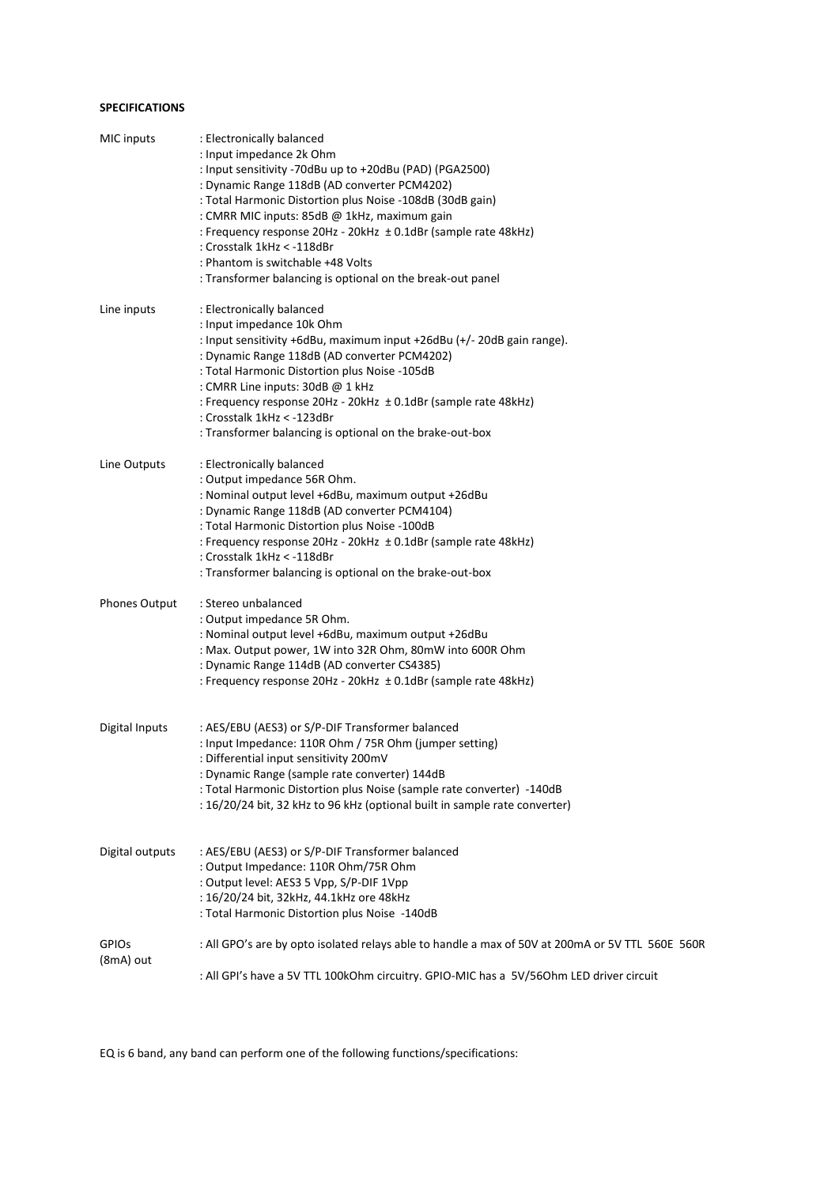**SPECIFICATIONS**

| | |
|---|---|
| MIC inputs | : Electronically balanced<br>: Input impedance 2k Ohm<br>: Input sensitivity -70dBu up to +20dBu (PAD) (PGA2500)<br>: Dynamic Range 118dB (AD converter PCM4202)<br>: Total Harmonic Distortion plus Noise -108dB (30dB gain)<br>: CMRR MIC inputs: 85dB @ 1kHz, maximum gain<br>: Frequency response 20Hz - 20kHz ± 0.1dBr (sample rate 48kHz)<br>: Crosstalk 1kHz < -118dBr<br>: Phantom is switchable +48 Volts<br>: Transformer balancing is optional on the break-out panel |
| Line inputs | : Electronically balanced<br>: Input impedance 10k Ohm<br>: Input sensitivity +6dBu, maximum input +26dBu (+/- 20dB gain range).<br>: Dynamic Range 118dB (AD converter PCM4202)<br>: Total Harmonic Distortion plus Noise -105dB<br>: CMRR Line inputs: 30dB @ 1 kHz<br>: Frequency response 20Hz - 20kHz ± 0.1dBr (sample rate 48kHz)<br>: Crosstalk 1kHz < -123dBr<br>: Transformer balancing is optional on the brake-out-box |
| Line Outputs | : Electronically balanced<br>: Output impedance 56R Ohm.<br>: Nominal output level +6dBu, maximum output +26dBu<br>: Dynamic Range 118dB (AD converter PCM4104)<br>: Total Harmonic Distortion plus Noise -100dB<br>: Frequency response 20Hz - 20kHz ± 0.1dBr (sample rate 48kHz)<br>: Crosstalk 1kHz < -118dBr<br>: Transformer balancing is optional on the brake-out-box |
| Phones Output | : Stereo unbalanced<br>: Output impedance 5R Ohm.<br>: Nominal output level +6dBu, maximum output +26dBu<br>: Max. Output power, 1W into 32R Ohm, 80mW into 600R Ohm<br>: Dynamic Range 114dB (AD converter CS4385)<br>: Frequency response 20Hz - 20kHz ± 0.1dBr (sample rate 48kHz) |
| Digital Inputs | : AES/EBU (AES3) or S/P-DIF Transformer balanced<br>: Input Impedance: 110R Ohm / 75R Ohm (jumper setting)<br>: Differential input sensitivity 200mV<br>: Dynamic Range (sample rate converter) 144dB<br>: Total Harmonic Distortion plus Noise (sample rate converter) -140dB<br>: 16/20/24 bit, 32 kHz to 96 kHz (optional built in sample rate converter) |
| Digital outputs | : AES/EBU (AES3) or S/P-DIF Transformer balanced<br>: Output Impedance: 110R Ohm/75R Ohm<br>: Output level: AES3 5 Vpp, S/P-DIF 1Vpp<br>: 16/20/24 bit, 32kHz, 44.1kHz ore 48kHz<br>: Total Harmonic Distortion plus Noise -140dB |
| GPIOs (8mA) out | : All GPO's are by opto isolated relays able to handle a max of 50V at 200mA or 5V TTL 560E 560R<br>: All GPI's have a 5V TTL 100kOhm circuitry. GPIO-MIC has a 5V/56Ohm LED driver circuit |

EQ is 6 band, any band can perform one of the following functions/specifications: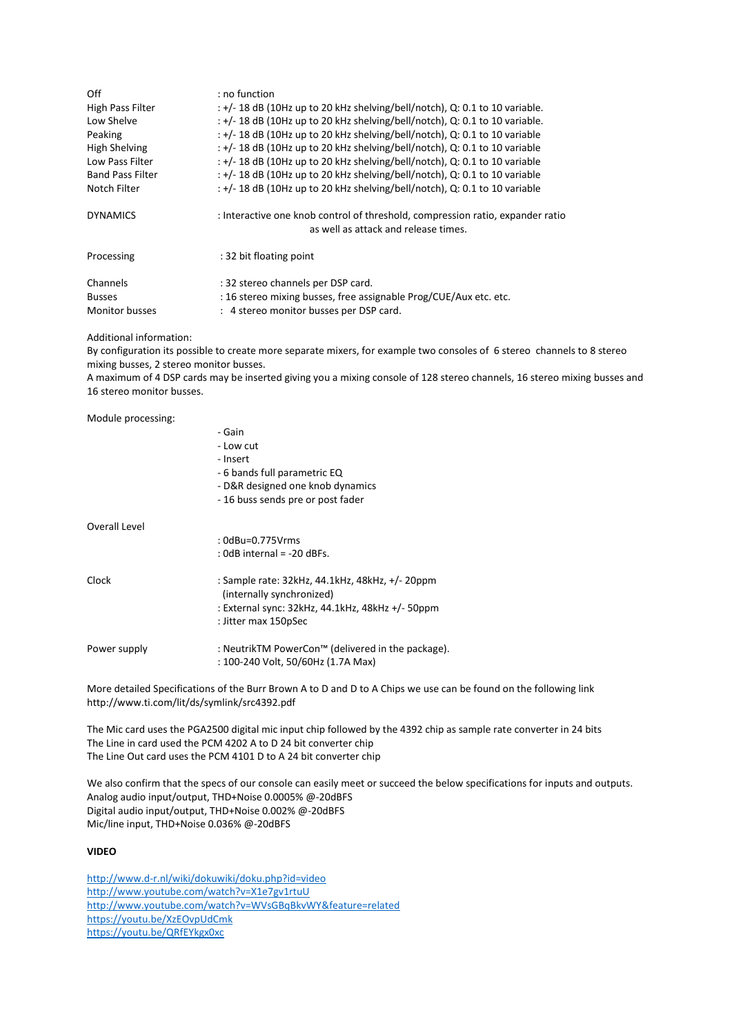| | |
|---|---|
| Off | : no function |
| High Pass Filter | : +/- 18 dB (10Hz up to 20 kHz shelving/bell/notch), Q: 0.1 to 10 variable. |
| Low Shelve | : +/- 18 dB (10Hz up to 20 kHz shelving/bell/notch), Q: 0.1 to 10 variable. |
| Peaking | : +/- 18 dB (10Hz up to 20 kHz shelving/bell/notch), Q: 0.1 to 10 variable |
| High Shelving | : +/- 18 dB (10Hz up to 20 kHz shelving/bell/notch), Q: 0.1 to 10 variable |
| Low Pass Filter | : +/- 18 dB (10Hz up to 20 kHz shelving/bell/notch), Q: 0.1 to 10 variable |
| Band Pass Filter | : +/- 18 dB (10Hz up to 20 kHz shelving/bell/notch), Q: 0.1 to 10 variable |
| Notch Filter | : +/- 18 dB (10Hz up to 20 kHz shelving/bell/notch), Q: 0.1 to 10 variable |

DYNAMICS : Interactive one knob control of threshold, compression ratio, expander ratio as well as attack and release times.

Processing : 32 bit floating point

Channels : 32 stereo channels per DSP card.
Busses : 16 stereo mixing busses, free assignable Prog/CUE/Aux etc. etc.
Monitor busses : 4 stereo monitor busses per DSP card.

Additional information:
By configuration its possible to create more separate mixers, for example two consoles of 6 stereo channels to 8 stereo mixing busses, 2 stereo monitor busses.
A maximum of 4 DSP cards may be inserted giving you a mixing console of 128 stereo channels, 16 stereo mixing busses and 16 stereo monitor busses.

Module processing:

- Gain
- Low cut
- Insert
- 6 bands full parametric EQ
- D&R designed one knob dynamics
- 16 buss sends pre or post fader

Overall Level
: 0dBu=0.775Vrms
: 0dB internal = -20 dBFs.

Clock : Sample rate: 32kHz, 44.1kHz, 48kHz, +/- 20ppm (internally synchronized)
: External sync: 32kHz, 44.1kHz, 48kHz +/- 50ppm
: Jitter max 150pSec

Power supply : NeutrikTM PowerCon™ (delivered in the package).
: 100-240 Volt, 50/60Hz (1.7A Max)

More detailed Specifications of the Burr Brown A to D and D to A Chips we use can be found on the following link
http://www.ti.com/lit/ds/symlink/src4392.pdf

The Mic card uses the PGA2500 digital mic input chip followed by the 4392 chip as sample rate converter in 24 bits
The Line in card used the PCM 4202 A to D 24 bit converter chip
The Line Out card uses the PCM 4101 D to A 24 bit converter chip

We also confirm that the specs of our console can easily meet or succeed the below specifications for inputs and outputs.
Analog audio input/output, THD+Noise 0.0005% @-20dBFS
Digital audio input/output, THD+Noise 0.002% @-20dBFS
Mic/line input, THD+Noise 0.036% @-20dBFS

**VIDEO**

http://www.d-r.nl/wiki/dokuwiki/doku.php?id=video
http://www.youtube.com/watch?v=X1e7gv1rtuU
http://www.youtube.com/watch?v=WVsGBqBkvWY&feature=related
https://youtu.be/XzEOvpUdCmk
https://youtu.be/QRfEYkgx0xc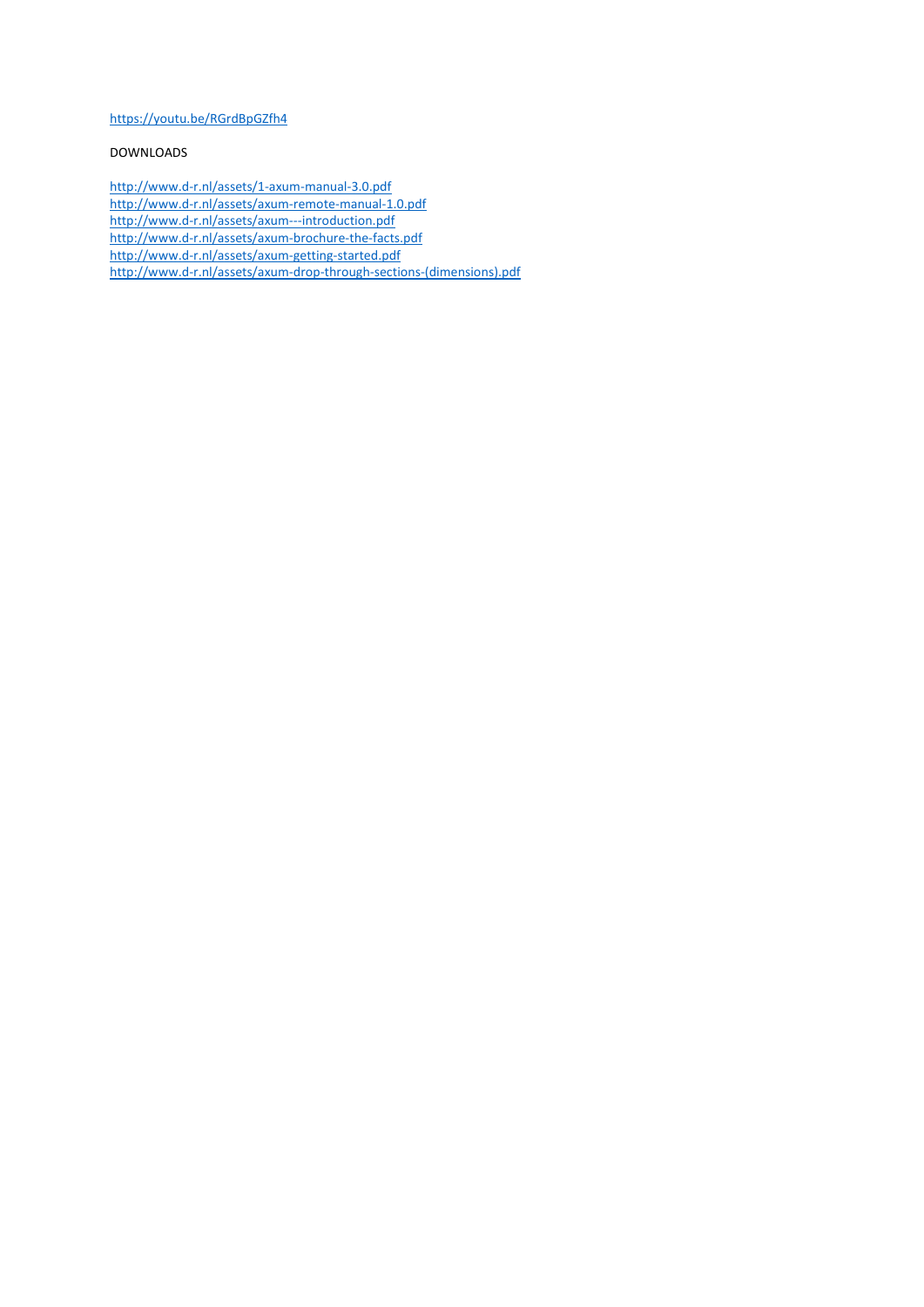https://youtu.be/RGrdBpGZfh4

DOWNLOADS

http://www.d-r.nl/assets/1-axum-manual-3.0.pdf
http://www.d-r.nl/assets/axum-remote-manual-1.0.pdf
http://www.d-r.nl/assets/axum---introduction.pdf
http://www.d-r.nl/assets/axum-brochure-the-facts.pdf
http://www.d-r.nl/assets/axum-getting-started.pdf
http://www.d-r.nl/assets/axum-drop-through-sections-(dimensions).pdf